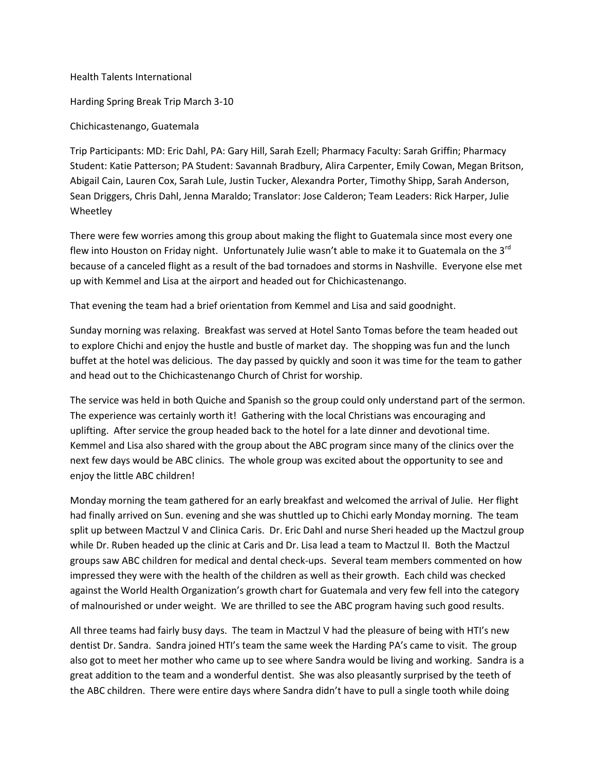Health Talents International

Harding Spring Break Trip March 3-10

Chichicastenango, Guatemala

Trip Participants: MD: Eric Dahl, PA: Gary Hill, Sarah Ezell; Pharmacy Faculty: Sarah Griffin; Pharmacy Student: Katie Patterson; PA Student: Savannah Bradbury, Alira Carpenter, Emily Cowan, Megan Britson, Abigail Cain, Lauren Cox, Sarah Lule, Justin Tucker, Alexandra Porter, Timothy Shipp, Sarah Anderson, Sean Driggers, Chris Dahl, Jenna Maraldo; Translator: Jose Calderon; Team Leaders: Rick Harper, Julie Wheetley

There were few worries among this group about making the flight to Guatemala since most every one flew into Houston on Friday night. Unfortunately Julie wasn't able to make it to Guatemala on the 3rd because of a canceled flight as a result of the bad tornadoes and storms in Nashville. Everyone else met up with Kemmel and Lisa at the airport and headed out for Chichicastenango.

That evening the team had a brief orientation from Kemmel and Lisa and said goodnight.

Sunday morning was relaxing. Breakfast was served at Hotel Santo Tomas before the team headed out to explore Chichi and enjoy the hustle and bustle of market day. The shopping was fun and the lunch buffet at the hotel was delicious. The day passed by quickly and soon it was time for the team to gather and head out to the Chichicastenango Church of Christ for worship.

The service was held in both Quiche and Spanish so the group could only understand part of the sermon. The experience was certainly worth it! Gathering with the local Christians was encouraging and uplifting. After service the group headed back to the hotel for a late dinner and devotional time. Kemmel and Lisa also shared with the group about the ABC program since many of the clinics over the next few days would be ABC clinics. The whole group was excited about the opportunity to see and enjoy the little ABC children!

Monday morning the team gathered for an early breakfast and welcomed the arrival of Julie. Her flight had finally arrived on Sun. evening and she was shuttled up to Chichi early Monday morning. The team split up between Mactzul V and Clinica Caris. Dr. Eric Dahl and nurse Sheri headed up the Mactzul group while Dr. Ruben headed up the clinic at Caris and Dr. Lisa lead a team to Mactzul II. Both the Mactzul groups saw ABC children for medical and dental check-ups. Several team members commented on how impressed they were with the health of the children as well as their growth. Each child was checked against the World Health Organization's growth chart for Guatemala and very few fell into the category of malnourished or under weight. We are thrilled to see the ABC program having such good results.

All three teams had fairly busy days. The team in Mactzul V had the pleasure of being with HTI's new dentist Dr. Sandra. Sandra joined HTI's team the same week the Harding PA's came to visit. The group also got to meet her mother who came up to see where Sandra would be living and working. Sandra is a great addition to the team and a wonderful dentist. She was also pleasantly surprised by the teeth of the ABC children. There were entire days where Sandra didn't have to pull a single tooth while doing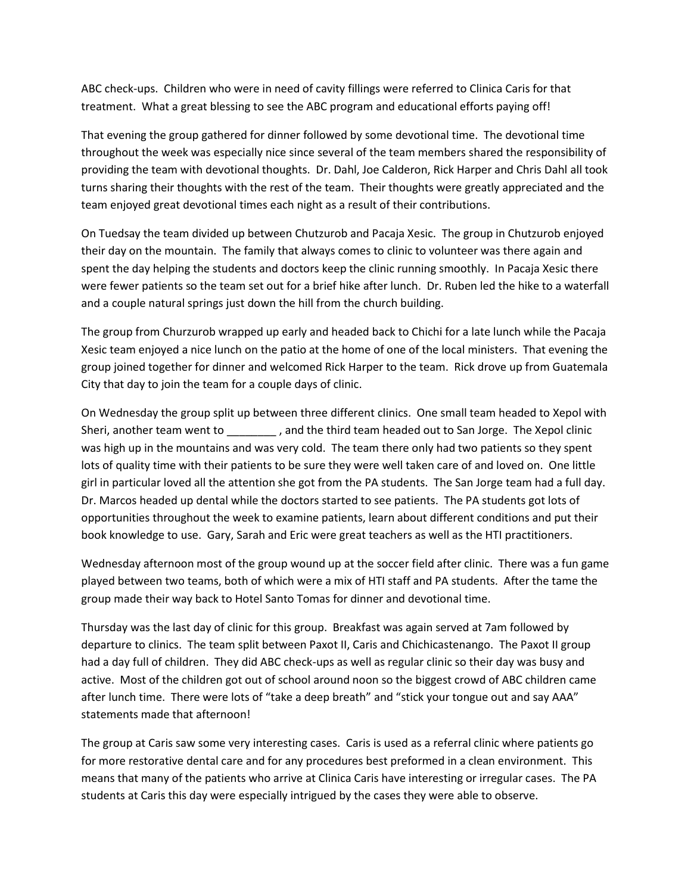ABC check-ups. Children who were in need of cavity fillings were referred to Clinica Caris for that treatment. What a great blessing to see the ABC program and educational efforts paying off!

That evening the group gathered for dinner followed by some devotional time. The devotional time throughout the week was especially nice since several of the team members shared the responsibility of providing the team with devotional thoughts. Dr. Dahl, Joe Calderon, Rick Harper and Chris Dahl all took turns sharing their thoughts with the rest of the team. Their thoughts were greatly appreciated and the team enjoyed great devotional times each night as a result of their contributions.

On Tuedsay the team divided up between Chutzurob and Pacaja Xesic. The group in Chutzurob enjoyed their day on the mountain. The family that always comes to clinic to volunteer was there again and spent the day helping the students and doctors keep the clinic running smoothly. In Pacaja Xesic there were fewer patients so the team set out for a brief hike after lunch. Dr. Ruben led the hike to a waterfall and a couple natural springs just down the hill from the church building.

The group from Churzurob wrapped up early and headed back to Chichi for a late lunch while the Pacaja Xesic team enjoyed a nice lunch on the patio at the home of one of the local ministers. That evening the group joined together for dinner and welcomed Rick Harper to the team. Rick drove up from Guatemala City that day to join the team for a couple days of clinic.

On Wednesday the group split up between three different clinics. One small team headed to Xepol with Sheri, another team went to ________ , and the third team headed out to San Jorge. The Xepol clinic was high up in the mountains and was very cold. The team there only had two patients so they spent lots of quality time with their patients to be sure they were well taken care of and loved on. One little girl in particular loved all the attention she got from the PA students. The San Jorge team had a full day. Dr. Marcos headed up dental while the doctors started to see patients. The PA students got lots of opportunities throughout the week to examine patients, learn about different conditions and put their book knowledge to use. Gary, Sarah and Eric were great teachers as well as the HTI practitioners.

Wednesday afternoon most of the group wound up at the soccer field after clinic. There was a fun game played between two teams, both of which were a mix of HTI staff and PA students. After the tame the group made their way back to Hotel Santo Tomas for dinner and devotional time.

Thursday was the last day of clinic for this group. Breakfast was again served at 7am followed by departure to clinics. The team split between Paxot II, Caris and Chichicastenango. The Paxot II group had a day full of children. They did ABC check-ups as well as regular clinic so their day was busy and active. Most of the children got out of school around noon so the biggest crowd of ABC children came after lunch time. There were lots of "take a deep breath" and "stick your tongue out and say AAA" statements made that afternoon!

The group at Caris saw some very interesting cases. Caris is used as a referral clinic where patients go for more restorative dental care and for any procedures best preformed in a clean environment. This means that many of the patients who arrive at Clinica Caris have interesting or irregular cases. The PA students at Caris this day were especially intrigued by the cases they were able to observe.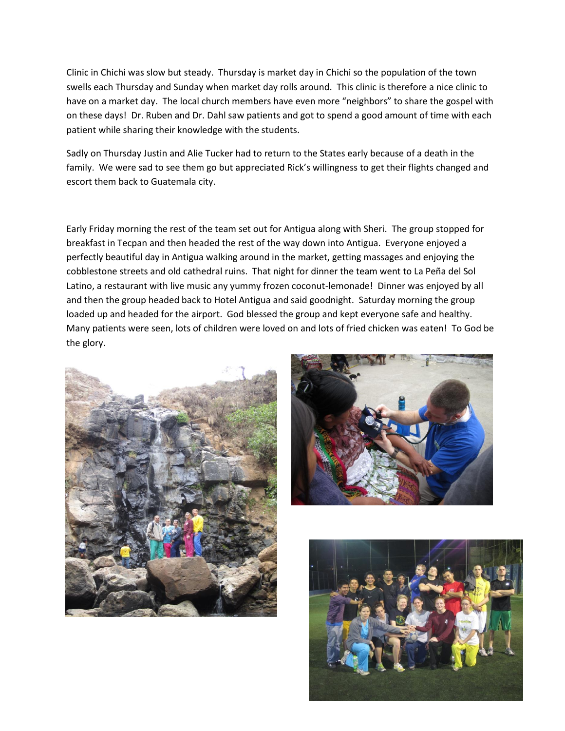Clinic in Chichi was slow but steady. Thursday is market day in Chichi so the population of the town swells each Thursday and Sunday when market day rolls around. This clinic is therefore a nice clinic to have on a market day. The local church members have even more "neighbors" to share the gospel with on these days! Dr. Ruben and Dr. Dahl saw patients and got to spend a good amount of time with each patient while sharing their knowledge with the students.

Sadly on Thursday Justin and Alie Tucker had to return to the States early because of a death in the family. We were sad to see them go but appreciated Rick's willingness to get their flights changed and escort them back to Guatemala city.

Early Friday morning the rest of the team set out for Antigua along with Sheri. The group stopped for breakfast in Tecpan and then headed the rest of the way down into Antigua. Everyone enjoyed a perfectly beautiful day in Antigua walking around in the market, getting massages and enjoying the cobblestone streets and old cathedral ruins. That night for dinner the team went to La Peña del Sol Latino, a restaurant with live music any yummy frozen coconut-lemonade! Dinner was enjoyed by all and then the group headed back to Hotel Antigua and said goodnight. Saturday morning the group loaded up and headed for the airport. God blessed the group and kept everyone safe and healthy. Many patients were seen, lots of children were loved on and lots of fried chicken was eaten! To God be the glory.